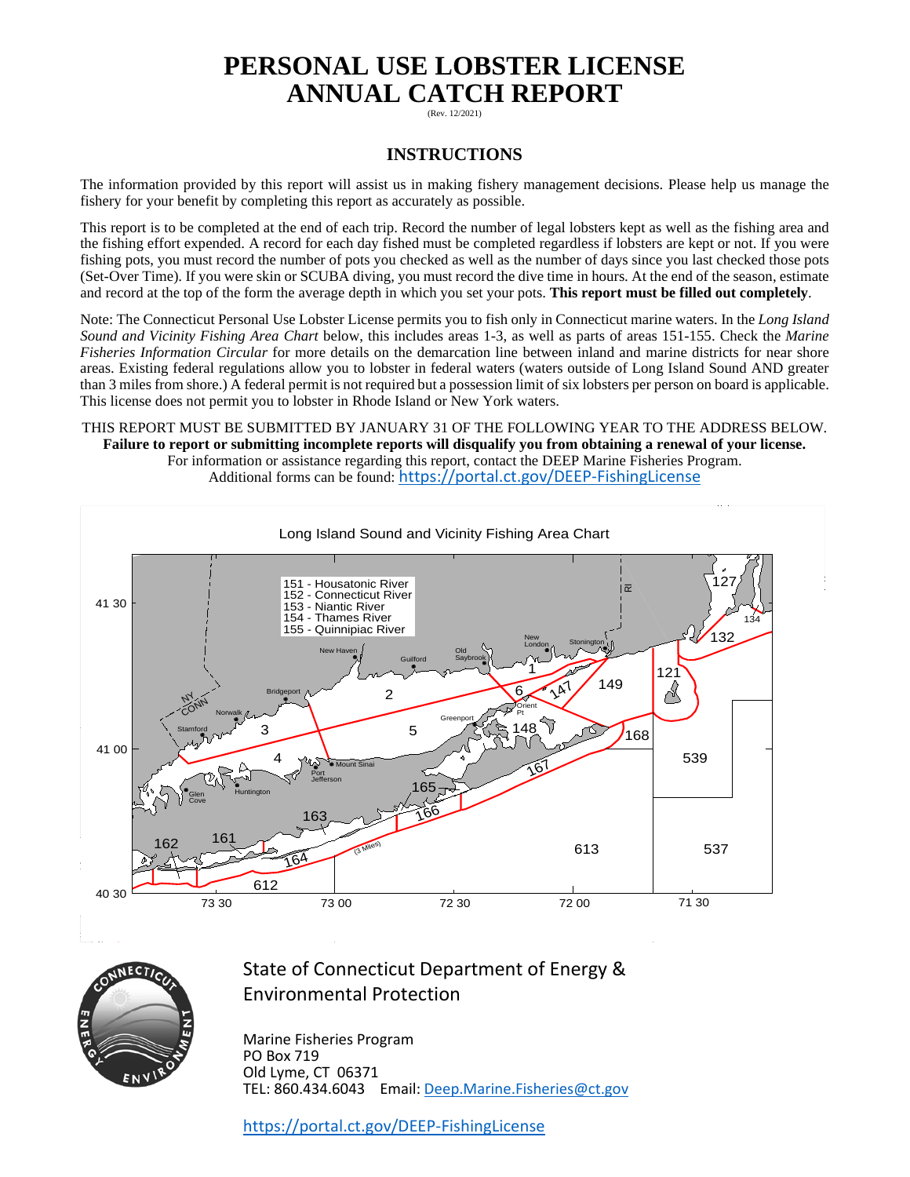# PERSONAL USE LOBSTER LICENSE ANNUAL CATCH REPORT

(Rev. 12/2021)

## INSTRUCTIONS

The information provided by this report will assist us in making fishery management decisions. Please help us manage the fishery for your benefit by completing this report as accurately as possible.

This report is to be completed at the end of each trip. Record the number of legal lobsters kept as well as the fishing area and the fishing effort expended. A record for each day fished must be completed regardless if lobsters are kept or not. If you were fishing pots, you must record the number of pots you checked as well as the number of days since you last checked those pots (Set-Over Time). If you were skin or SCUBA diving, you must record the dive time in hours. At the end of the season, estimate and record at the top of the form the average depth in which you set your pots. **This report must be filled out completely**.

Note: The Connecticut Personal Use Lobster License permits you to fish only in Connecticut marine waters. In the *Long Island Sound and Vicinity Fishing Area Chart* below, this includes areas 1-3, as well as parts of areas 151-155. Check the *Marine Fisheries Information Circular* for more details on the demarcation line between inland and marine districts for near shore areas. Existing federal regulations allow you to lobster in federal waters (waters outside of Long Island Sound AND greater than 3 miles from shore.) A federal permit is not required but a possession limit of six lobsters per person on board is applicable. This license does not permit you to lobster in Rhode Island or New York waters.

THIS REPORT MUST BE SUBMITTED BY JANUARY 31 OF THE FOLLOWING YEAR TO THE ADDRESS BELOW.
**Failure to report or submitting incomplete reports will disqualify you from obtaining a renewal of your license.**
For information or assistance regarding this report, contact the DEEP Marine Fisheries Program.
Additional forms can be found: https://portal.ct.gov/DEEP-FishingLicense

Long Island Sound and Vicinity Fishing Area Chart

151 - Housatonic River
152 - Connecticut River
153 - Niantic River
154 - Thames River
155 - Quinnipiac River

State of Connecticut Department of Energy & Environmental Protection

Marine Fisheries Program
PO Box 719
Old Lyme, CT 06371
TEL: 860.434.6043 Email: Deep.Marine.Fisheries@ct.gov

https://portal.ct.gov/DEEP-FishingLicense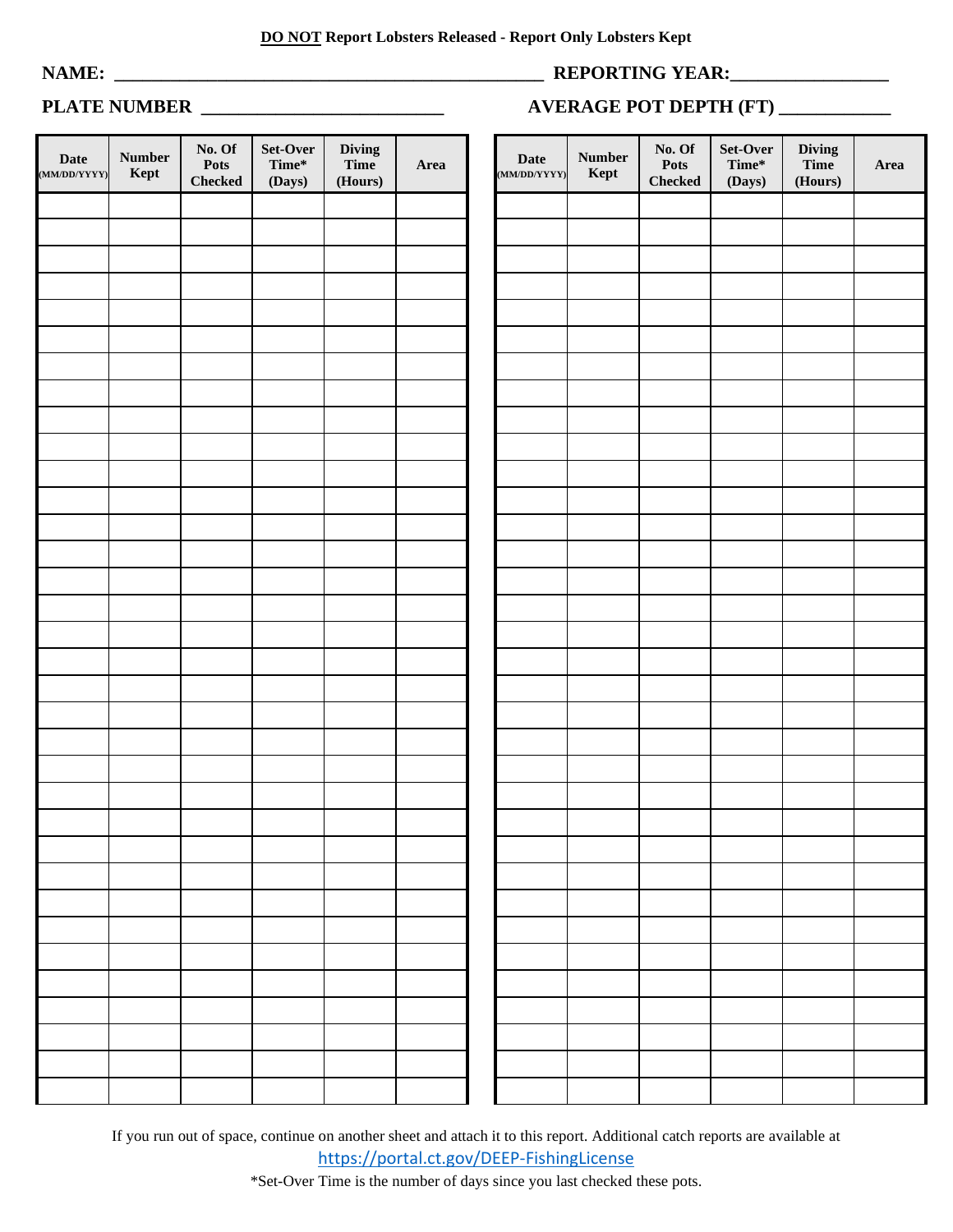**DO NOT Report Lobsters Released - Report Only Lobsters Kept**

**NAME:** ______________________________________________ **REPORTING YEAR:**_______________

**PLATE NUMBER** __________________________ **AVERAGE POT DEPTH (FT)** ____________

| Date (MM/DD/YYYY) | Number Kept | No. Of Pots Checked | Set-Over Time* (Days) | Diving Time (Hours) | Area |
|---|---|---|---|---|---|
| | | | | | |
| | | | | | |
| | | | | | |
| | | | | | |
| | | | | | |
| | | | | | |
| | | | | | |
| | | | | | |
| | | | | | |
| | | | | | |
| | | | | | |
| | | | | | |
| | | | | | |
| | | | | | |
| | | | | | |
| | | | | | |
| | | | | | |
| | | | | | |
| | | | | | |
| | | | | | |
| | | | | | |
| | | | | | |
| | | | | | |
| | | | | | |
| | | | | | |
| | | | | | |
| | | | | | |
| | | | | | |
| | | | | | |
| | | | | | |
| | | | | | |
| | | | | | |
| | | | | | |
| | | | | | |

| Date (MM/DD/YYYY) | Number Kept | No. Of Pots Checked | Set-Over Time* (Days) | Diving Time (Hours) | Area |
|---|---|---|---|---|---|
| | | | | | |
| | | | | | |
| | | | | | |
| | | | | | |
| | | | | | |
| | | | | | |
| | | | | | |
| | | | | | |
| | | | | | |
| | | | | | |
| | | | | | |
| | | | | | |
| | | | | | |
| | | | | | |
| | | | | | |
| | | | | | |
| | | | | | |
| | | | | | |
| | | | | | |
| | | | | | |
| | | | | | |
| | | | | | |
| | | | | | |
| | | | | | |
| | | | | | |
| | | | | | |
| | | | | | |
| | | | | | |
| | | | | | |
| | | | | | |
| | | | | | |
| | | | | | |
| | | | | | |
| | | | | | |

If you run out of space, continue on another sheet and attach it to this report. Additional catch reports are available at https://portal.ct.gov/DEEP-FishingLicense

*Set-Over Time is the number of days since you last checked these pots.